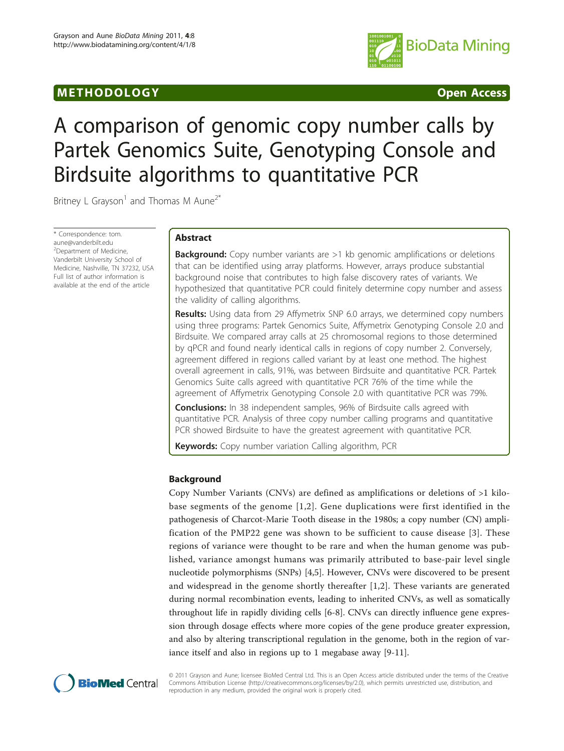METHODOLOGY **Open Access**

# A comparison of genomic copy number calls by Partek Genomics Suite, Genotyping Console and Birdsuite algorithms to quantitative PCR

Britney L Grayson[1] and Thomas M Aune[2*]

\* Correspondence: tom.aune@vanderbilt.edu
[2]Department of Medicine, Vanderbilt University School of Medicine, Nashville, TN 37232, USA
Full list of author information is available at the end of the article

## Abstract

**Background:** Copy number variants are >1 kb genomic amplifications or deletions that can be identified using array platforms. However, arrays produce substantial background noise that contributes to high false discovery rates of variants. We hypothesized that quantitative PCR could finitely determine copy number and assess the validity of calling algorithms.

**Results:** Using data from 29 Affymetrix SNP 6.0 arrays, we determined copy numbers using three programs: Partek Genomics Suite, Affymetrix Genotyping Console 2.0 and Birdsuite. We compared array calls at 25 chromosomal regions to those determined by qPCR and found nearly identical calls in regions of copy number 2. Conversely, agreement differed in regions called variant by at least one method. The highest overall agreement in calls, 91%, was between Birdsuite and quantitative PCR. Partek Genomics Suite calls agreed with quantitative PCR 76% of the time while the agreement of Affymetrix Genotyping Console 2.0 with quantitative PCR was 79%.

**Conclusions:** In 38 independent samples, 96% of Birdsuite calls agreed with quantitative PCR. Analysis of three copy number calling programs and quantitative PCR showed Birdsuite to have the greatest agreement with quantitative PCR.

**Keywords:** Copy number variation Calling algorithm, PCR

## Background

Copy Number Variants (CNVs) are defined as amplifications or deletions of >1 kilobase segments of the genome [1,2]. Gene duplications were first identified in the pathogenesis of Charcot-Marie Tooth disease in the 1980s; a copy number (CN) amplification of the PMP22 gene was shown to be sufficient to cause disease [3]. These regions of variance were thought to be rare and when the human genome was published, variance amongst humans was primarily attributed to base-pair level single nucleotide polymorphisms (SNPs) [4,5]. However, CNVs were discovered to be present and widespread in the genome shortly thereafter [1,2]. These variants are generated during normal recombination events, leading to inherited CNVs, as well as somatically throughout life in rapidly dividing cells [6-8]. CNVs can directly influence gene expression through dosage effects where more copies of the gene produce greater expression, and also by altering transcriptional regulation in the genome, both in the region of variance itself and also in regions up to 1 megabase away [9-11].

© 2011 Grayson and Aune; licensee BioMed Central Ltd. This is an Open Access article distributed under the terms of the Creative Commons Attribution License (http://creativecommons.org/licenses/by/2.0), which permits unrestricted use, distribution, and reproduction in any medium, provided the original work is properly cited.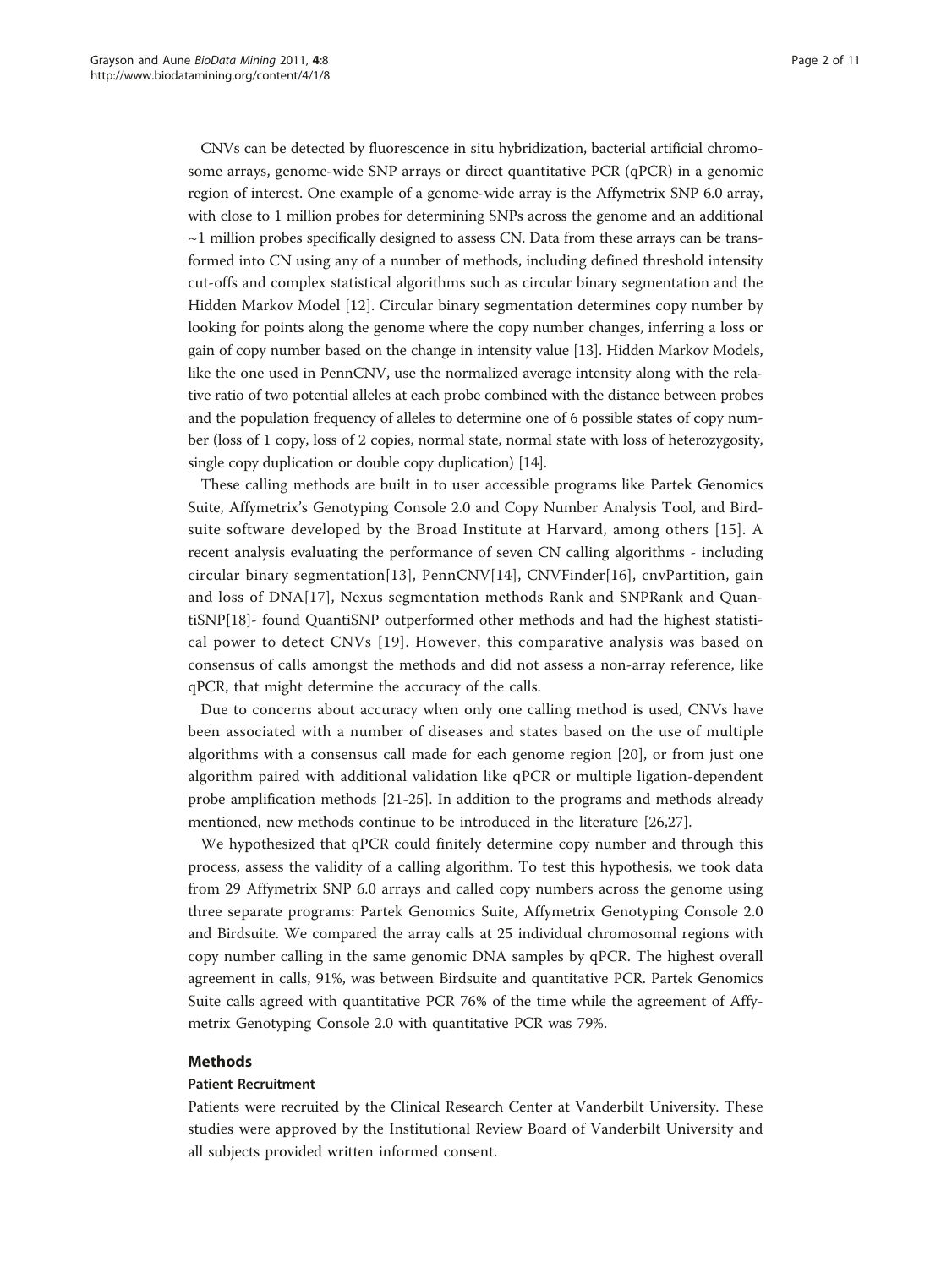CNVs can be detected by fluorescence in situ hybridization, bacterial artificial chromosome arrays, genome-wide SNP arrays or direct quantitative PCR (qPCR) in a genomic region of interest. One example of a genome-wide array is the Affymetrix SNP 6.0 array, with close to 1 million probes for determining SNPs across the genome and an additional ~1 million probes specifically designed to assess CN. Data from these arrays can be transformed into CN using any of a number of methods, including defined threshold intensity cut-offs and complex statistical algorithms such as circular binary segmentation and the Hidden Markov Model [12]. Circular binary segmentation determines copy number by looking for points along the genome where the copy number changes, inferring a loss or gain of copy number based on the change in intensity value [13]. Hidden Markov Models, like the one used in PennCNV, use the normalized average intensity along with the relative ratio of two potential alleles at each probe combined with the distance between probes and the population frequency of alleles to determine one of 6 possible states of copy number (loss of 1 copy, loss of 2 copies, normal state, normal state with loss of heterozygosity, single copy duplication or double copy duplication) [14].

These calling methods are built in to user accessible programs like Partek Genomics Suite, Affymetrix's Genotyping Console 2.0 and Copy Number Analysis Tool, and Birdsuite software developed by the Broad Institute at Harvard, among others [15]. A recent analysis evaluating the performance of seven CN calling algorithms - including circular binary segmentation[13], PennCNV[14], CNVFinder[16], cnvPartition, gain and loss of DNA[17], Nexus segmentation methods Rank and SNPRank and QuantiSNP[18]- found QuantiSNP outperformed other methods and had the highest statistical power to detect CNVs [19]. However, this comparative analysis was based on consensus of calls amongst the methods and did not assess a non-array reference, like qPCR, that might determine the accuracy of the calls.

Due to concerns about accuracy when only one calling method is used, CNVs have been associated with a number of diseases and states based on the use of multiple algorithms with a consensus call made for each genome region [20], or from just one algorithm paired with additional validation like qPCR or multiple ligation-dependent probe amplification methods [21-25]. In addition to the programs and methods already mentioned, new methods continue to be introduced in the literature [26,27].

We hypothesized that qPCR could finitely determine copy number and through this process, assess the validity of a calling algorithm. To test this hypothesis, we took data from 29 Affymetrix SNP 6.0 arrays and called copy numbers across the genome using three separate programs: Partek Genomics Suite, Affymetrix Genotyping Console 2.0 and Birdsuite. We compared the array calls at 25 individual chromosomal regions with copy number calling in the same genomic DNA samples by qPCR. The highest overall agreement in calls, 91%, was between Birdsuite and quantitative PCR. Partek Genomics Suite calls agreed with quantitative PCR 76% of the time while the agreement of Affymetrix Genotyping Console 2.0 with quantitative PCR was 79%.

## Methods

### Patient Recruitment

Patients were recruited by the Clinical Research Center at Vanderbilt University. These studies were approved by the Institutional Review Board of Vanderbilt University and all subjects provided written informed consent.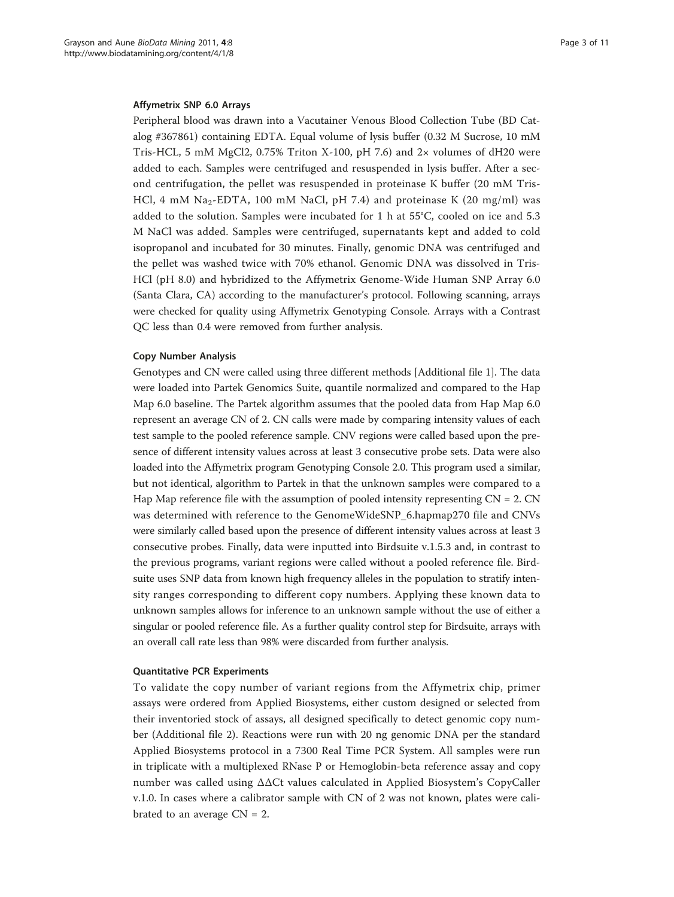### Affymetrix SNP 6.0 Arrays

Peripheral blood was drawn into a Vacutainer Venous Blood Collection Tube (BD Catalog #367861) containing EDTA. Equal volume of lysis buffer (0.32 M Sucrose, 10 mM Tris-HCL, 5 mM MgCl2, 0.75% Triton X-100, pH 7.6) and 2× volumes of dH20 were added to each. Samples were centrifuged and resuspended in lysis buffer. After a second centrifugation, the pellet was resuspended in proteinase K buffer (20 mM Tris-HCl, 4 mM $Na_2$-EDTA, 100 mM NaCl, pH 7.4) and proteinase K (20 mg/ml) was added to the solution. Samples were incubated for 1 h at 55°C, cooled on ice and 5.3 M NaCl was added. Samples were centrifuged, supernatants kept and added to cold isopropanol and incubated for 30 minutes. Finally, genomic DNA was centrifuged and the pellet was washed twice with 70% ethanol. Genomic DNA was dissolved in Tris-HCl (pH 8.0) and hybridized to the Affymetrix Genome-Wide Human SNP Array 6.0 (Santa Clara, CA) according to the manufacturer's protocol. Following scanning, arrays were checked for quality using Affymetrix Genotyping Console. Arrays with a Contrast QC less than 0.4 were removed from further analysis.

### Copy Number Analysis

Genotypes and CN were called using three different methods [Additional file 1]. The data were loaded into Partek Genomics Suite, quantile normalized and compared to the Hap Map 6.0 baseline. The Partek algorithm assumes that the pooled data from Hap Map 6.0 represent an average CN of 2. CN calls were made by comparing intensity values of each test sample to the pooled reference sample. CNV regions were called based upon the presence of different intensity values across at least 3 consecutive probe sets. Data were also loaded into the Affymetrix program Genotyping Console 2.0. This program used a similar, but not identical, algorithm to Partek in that the unknown samples were compared to a Hap Map reference file with the assumption of pooled intensity representing CN = 2. CN was determined with reference to the GenomeWideSNP_6.hapmap270 file and CNVs were similarly called based upon the presence of different intensity values across at least 3 consecutive probes. Finally, data were inputted into Birdsuite v.1.5.3 and, in contrast to the previous programs, variant regions were called without a pooled reference file. Birdsuite uses SNP data from known high frequency alleles in the population to stratify intensity ranges corresponding to different copy numbers. Applying these known data to unknown samples allows for inference to an unknown sample without the use of either a singular or pooled reference file. As a further quality control step for Birdsuite, arrays with an overall call rate less than 98% were discarded from further analysis.

### Quantitative PCR Experiments

To validate the copy number of variant regions from the Affymetrix chip, primer assays were ordered from Applied Biosystems, either custom designed or selected from their inventoried stock of assays, all designed specifically to detect genomic copy number (Additional file 2). Reactions were run with 20 ng genomic DNA per the standard Applied Biosystems protocol in a 7300 Real Time PCR System. All samples were run in triplicate with a multiplexed RNase P or Hemoglobin-beta reference assay and copy number was called using ΔΔCt values calculated in Applied Biosystem's CopyCaller v.1.0. In cases where a calibrator sample with CN of 2 was not known, plates were calibrated to an average CN = 2.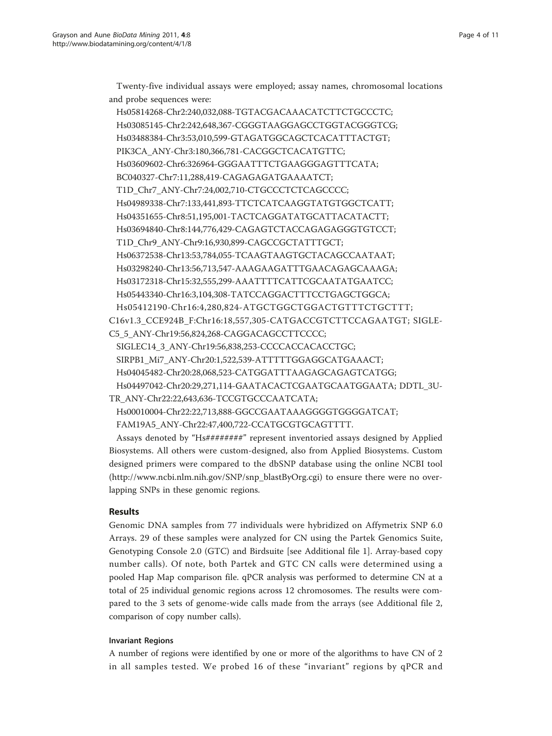Twenty-five individual assays were employed; assay names, chromosomal locations and probe sequences were:

Hs05814268-Chr2:240,032,088-TGTACGACAAACATCTTCTGCCCTC;

Hs03085145-Chr2:242,648,367-CGGGTAAGGAGCCTGGTACGGGTCG;

Hs03488384-Chr3:53,010,599-GTAGATGGCAGCTCACATTTACTGT;

PIK3CA_ANY-Chr3:180,366,781-CACGGCTCACATGTTC;

Hs03609602-Chr6:326964-GGGAATTTCTGAAGGGAGTTTCATA;

BC040327-Chr7:11,288,419-CAGAGAGATGAAAATCT;

T1D_Chr7_ANY-Chr7:24,002,710-CTGCCCTCTCAGCCCC;

Hs04989338-Chr7:133,441,893-TTCTCATCAAGGTATGTGGCTCATT;

Hs04351655-Chr8:51,195,001-TACTCAGGATATGCATTACATACTT;

Hs03694840-Chr8:144,776,429-CAGAGTCTACCAGAGAGGGTGTCCT;

T1D_Chr9_ANY-Chr9:16,930,899-CAGCCGCTATTTGCT;

Hs06372538-Chr13:53,784,055-TCAAGTAAGTGCTACAGCCAATAAT;

Hs03298240-Chr13:56,713,547-AAAGAAGATTTGAACAGAGCAAAGA;

Hs03172318-Chr15:32,555,299-AAATTTTCATTCGCAATATGAATCC;

Hs05443340-Chr16:3,104,308-TATCCAGGACTTTCCTGAGCTGGCA;

Hs05412190-Chr16:4,280,824-ATGCTGGCTGGACTGTTTCTGCTTT;

C16v1.3_CCE924B_F:Chr16:18,557,305-CATGACCGTCTTCCAGAATGT; SIGLEC5_5_ANY-Chr19:56,824,268-CAGGACAGCCTTCCCC;

SIGLEC14_3_ANY-Chr19:56,838,253-CCCCACCACACCTGC;

SIRPB1_Mi7_ANY-Chr20:1,522,539-ATTTTTGGAGGCATGAAACT;

Hs04045482-Chr20:28,068,523-CATGGATTTAAGAGCAGAGTCATGG;

Hs04497042-Chr20:29,271,114-GAATACACTCGAATGCAATGGAATA; DDTL_3UTR_ANY-Chr22:22,643,636-TCCGTGCCCAATCATA;

Hs00010004-Chr22:22,713,888-GGCCGAATAAAGGGGTGGGGATCAT;

FAM19A5_ANY-Chr22:47,400,722-CCATGCGTGCAGTTTT.

Assays denoted by "Hs########" represent inventoried assays designed by Applied Biosystems. All others were custom-designed, also from Applied Biosystems. Custom designed primers were compared to the dbSNP database using the online NCBI tool (http://www.ncbi.nlm.nih.gov/SNP/snp_blastByOrg.cgi) to ensure there were no overlapping SNPs in these genomic regions.

## Results

Genomic DNA samples from 77 individuals were hybridized on Affymetrix SNP 6.0 Arrays. 29 of these samples were analyzed for CN using the Partek Genomics Suite, Genotyping Console 2.0 (GTC) and Birdsuite [see Additional file 1]. Array-based copy number calls). Of note, both Partek and GTC CN calls were determined using a pooled Hap Map comparison file. qPCR analysis was performed to determine CN at a total of 25 individual genomic regions across 12 chromosomes. The results were compared to the 3 sets of genome-wide calls made from the arrays (see Additional file 2, comparison of copy number calls).

### Invariant Regions

A number of regions were identified by one or more of the algorithms to have CN of 2 in all samples tested. We probed 16 of these "invariant" regions by qPCR and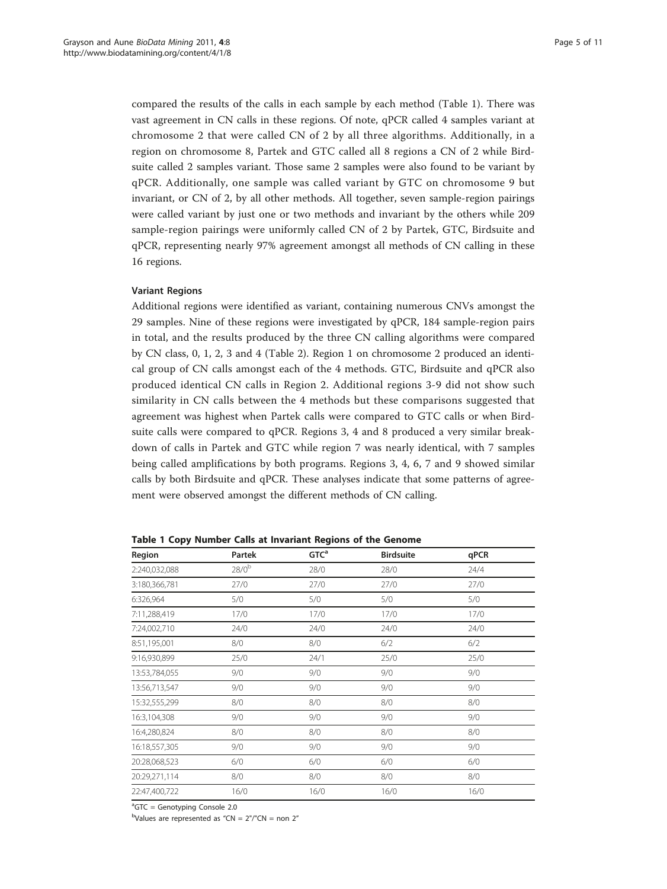compared the results of the calls in each sample by each method (Table 1). There was vast agreement in CN calls in these regions. Of note, qPCR called 4 samples variant at chromosome 2 that were called CN of 2 by all three algorithms. Additionally, in a region on chromosome 8, Partek and GTC called all 8 regions a CN of 2 while Birdsuite called 2 samples variant. Those same 2 samples were also found to be variant by qPCR. Additionally, one sample was called variant by GTC on chromosome 9 but invariant, or CN of 2, by all other methods. All together, seven sample-region pairings were called variant by just one or two methods and invariant by the others while 209 sample-region pairings were uniformly called CN of 2 by Partek, GTC, Birdsuite and qPCR, representing nearly 97% agreement amongst all methods of CN calling in these 16 regions.

#### Variant Regions

Additional regions were identified as variant, containing numerous CNVs amongst the 29 samples. Nine of these regions were investigated by qPCR, 184 sample-region pairs in total, and the results produced by the three CN calling algorithms were compared by CN class, 0, 1, 2, 3 and 4 (Table 2). Region 1 on chromosome 2 produced an identical group of CN calls amongst each of the 4 methods. GTC, Birdsuite and qPCR also produced identical CN calls in Region 2. Additional regions 3-9 did not show such similarity in CN calls between the 4 methods but these comparisons suggested that agreement was highest when Partek calls were compared to GTC calls or when Birdsuite calls were compared to qPCR. Regions 3, 4 and 8 produced a very similar breakdown of calls in Partek and GTC while region 7 was nearly identical, with 7 samples being called amplifications by both programs. Regions 3, 4, 6, 7 and 9 showed similar calls by both Birdsuite and qPCR. These analyses indicate that some patterns of agreement were observed amongst the different methods of CN calling.

**Table 1 Copy Number Calls at Invariant Regions of the Genome**

| Region | Partek | GTC[a] | Birdsuite | qPCR |
|---|---|---|---|---|
| 2:240,032,088 | 28/0[b] | 28/0 | 28/0 | 24/4 |
| 3:180,366,781 | 27/0 | 27/0 | 27/0 | 27/0 |
| 6:326,964 | 5/0 | 5/0 | 5/0 | 5/0 |
| 7:11,288,419 | 17/0 | 17/0 | 17/0 | 17/0 |
| 7:24,002,710 | 24/0 | 24/0 | 24/0 | 24/0 |
| 8:51,195,001 | 8/0 | 8/0 | 6/2 | 6/2 |
| 9:16,930,899 | 25/0 | 24/1 | 25/0 | 25/0 |
| 13:53,784,055 | 9/0 | 9/0 | 9/0 | 9/0 |
| 13:56,713,547 | 9/0 | 9/0 | 9/0 | 9/0 |
| 15:32,555,299 | 8/0 | 8/0 | 8/0 | 8/0 |
| 16:3,104,308 | 9/0 | 9/0 | 9/0 | 9/0 |
| 16:4,280,824 | 8/0 | 8/0 | 8/0 | 8/0 |
| 16:18,557,305 | 9/0 | 9/0 | 9/0 | 9/0 |
| 20:28,068,523 | 6/0 | 6/0 | 6/0 | 6/0 |
| 20:29,271,114 | 8/0 | 8/0 | 8/0 | 8/0 |
| 22:47,400,722 | 16/0 | 16/0 | 16/0 | 16/0 |

[a]GTC = Genotyping Console 2.0

[b]Values are represented as "CN = 2"/"CN = non 2"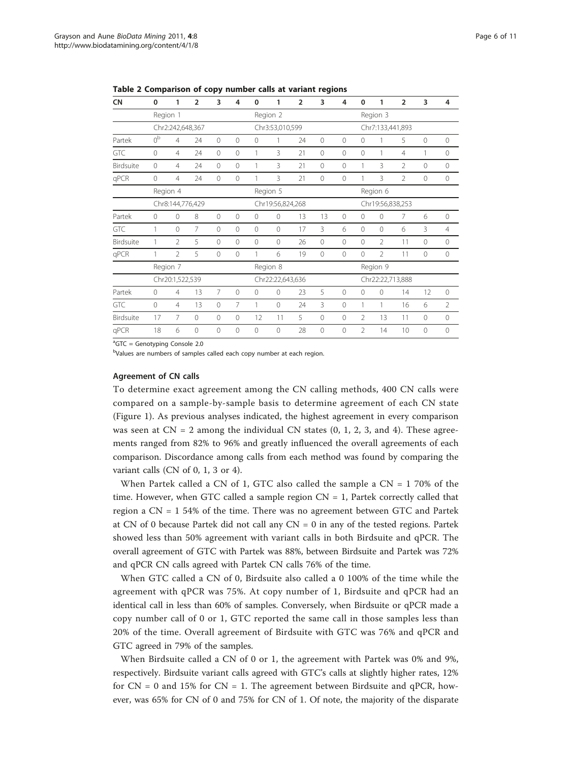**Table 2 Comparison of copy number calls at variant regions**

| CN | 0 | 1 | 2 | 3 | 4 | 0 | 1 | 2 | 3 | 4 | 0 | 1 | 2 | 3 | 4 |
|---|---|---|---|---|---|---|---|---|---|---|---|---|---|---|---|
| | Region 1 | | | | | Region 2 | | | | | Region 3 | | | | |
| | Chr2:242,648,367 | | | | | Chr3:53,010,599 | | | | | Chr7:133,441,893 | | | | |
| Partek | 0[b] | 4 | 24 | 0 | 0 | 0 | 1 | 24 | 0 | 0 | 0 | 1 | 5 | 0 | 0 |
| GTC | 0 | 4 | 24 | 0 | 0 | 1 | 3 | 21 | 0 | 0 | 0 | 1 | 4 | 1 | 0 |
| Birdsuite | 0 | 4 | 24 | 0 | 0 | 1 | 3 | 21 | 0 | 0 | 1 | 3 | 2 | 0 | 0 |
| qPCR | 0 | 4 | 24 | 0 | 0 | 1 | 3 | 21 | 0 | 0 | 1 | 3 | 2 | 0 | 0 |
| | Region 4 | | | | | Region 5 | | | | | Region 6 | | | | |
| | Chr8:144,776,429 | | | | | Chr19:56,824,268 | | | | | Chr19:56,838,253 | | | | |
| Partek | 0 | 0 | 8 | 0 | 0 | 0 | 0 | 13 | 13 | 0 | 0 | 0 | 7 | 6 | 0 |
| GTC | 1 | 0 | 7 | 0 | 0 | 0 | 0 | 17 | 3 | 6 | 0 | 0 | 6 | 3 | 4 |
| Birdsuite | 1 | 2 | 5 | 0 | 0 | 0 | 0 | 26 | 0 | 0 | 0 | 2 | 11 | 0 | 0 |
| qPCR | 1 | 2 | 5 | 0 | 0 | 1 | 6 | 19 | 0 | 0 | 0 | 2 | 11 | 0 | 0 |
| | Region 7 | | | | | Region 8 | | | | | Region 9 | | | | |
| | Chr20:1,522,539 | | | | | Chr22:22,643,636 | | | | | Chr22:22,713,888 | | | | |
| Partek | 0 | 4 | 13 | 7 | 0 | 0 | 0 | 23 | 5 | 0 | 0 | 0 | 14 | 12 | 0 |
| GTC | 0 | 4 | 13 | 0 | 7 | 1 | 0 | 24 | 3 | 0 | 1 | 1 | 16 | 6 | 2 |
| Birdsuite | 17 | 7 | 0 | 0 | 0 | 12 | 11 | 5 | 0 | 0 | 2 | 13 | 11 | 0 | 0 |
| qPCR | 18 | 6 | 0 | 0 | 0 | 0 | 0 | 28 | 0 | 0 | 2 | 14 | 10 | 0 | 0 |

[a]GTC = Genotyping Console 2.0

[b]Values are numbers of samples called each copy number at each region.

#### Agreement of CN calls

To determine exact agreement among the CN calling methods, 400 CN calls were compared on a sample-by-sample basis to determine agreement of each CN state (Figure 1). As previous analyses indicated, the highest agreement in every comparison was seen at CN = 2 among the individual CN states (0, 1, 2, 3, and 4). These agreements ranged from 82% to 96% and greatly influenced the overall agreements of each comparison. Discordance among calls from each method was found by comparing the variant calls (CN of 0, 1, 3 or 4).

When Partek called a CN of 1, GTC also called the sample a CN = 1 70% of the time. However, when GTC called a sample region CN = 1, Partek correctly called that region a CN = 1 54% of the time. There was no agreement between GTC and Partek at CN of 0 because Partek did not call any CN = 0 in any of the tested regions. Partek showed less than 50% agreement with variant calls in both Birdsuite and qPCR. The overall agreement of GTC with Partek was 88%, between Birdsuite and Partek was 72% and qPCR CN calls agreed with Partek CN calls 76% of the time.

When GTC called a CN of 0, Birdsuite also called a 0 100% of the time while the agreement with qPCR was 75%. At copy number of 1, Birdsuite and qPCR had an identical call in less than 60% of samples. Conversely, when Birdsuite or qPCR made a copy number call of 0 or 1, GTC reported the same call in those samples less than 20% of the time. Overall agreement of Birdsuite with GTC was 76% and qPCR and GTC agreed in 79% of the samples.

When Birdsuite called a CN of 0 or 1, the agreement with Partek was 0% and 9%, respectively. Birdsuite variant calls agreed with GTC's calls at slightly higher rates, 12% for CN = 0 and 15% for CN = 1. The agreement between Birdsuite and qPCR, however, was 65% for CN of 0 and 75% for CN of 1. Of note, the majority of the disparate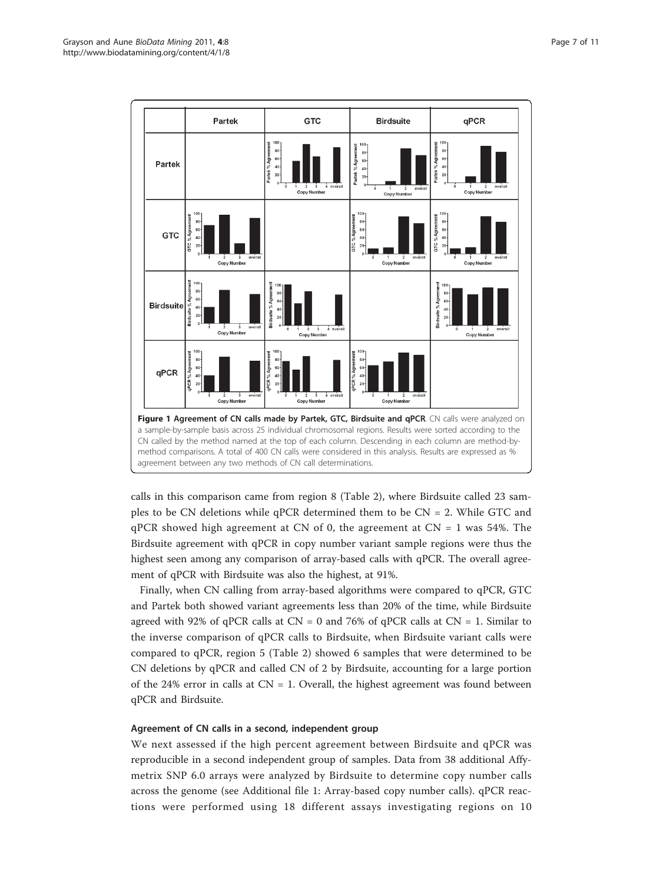**Figure 1 Agreement of CN calls made by Partek, GTC, Birdsuite and qPCR**. CN calls were analyzed on a sample-by-sample basis across 25 individual chromosomal regions. Results were sorted according to the CN called by the method named at the top of each column. Descending in each column are method-by-method comparisons. A total of 400 CN calls were considered in this analysis. Results are expressed as % agreement between any two methods of CN call determinations.

calls in this comparison came from region 8 (Table 2), where Birdsuite called 23 samples to be CN deletions while qPCR determined them to be CN = 2. While GTC and qPCR showed high agreement at CN of 0, the agreement at CN = 1 was 54%. The Birdsuite agreement with qPCR in copy number variant sample regions were thus the highest seen among any comparison of array-based calls with qPCR. The overall agreement of qPCR with Birdsuite was also the highest, at 91%.

Finally, when CN calling from array-based algorithms were compared to qPCR, GTC and Partek both showed variant agreements less than 20% of the time, while Birdsuite agreed with 92% of qPCR calls at CN = 0 and 76% of qPCR calls at CN = 1. Similar to the inverse comparison of qPCR calls to Birdsuite, when Birdsuite variant calls were compared to qPCR, region 5 (Table 2) showed 6 samples that were determined to be CN deletions by qPCR and called CN of 2 by Birdsuite, accounting for a large portion of the 24% error in calls at CN = 1. Overall, the highest agreement was found between qPCR and Birdsuite.

#### Agreement of CN calls in a second, independent group

We next assessed if the high percent agreement between Birdsuite and qPCR was reproducible in a second independent group of samples. Data from 38 additional Affymetrix SNP 6.0 arrays were analyzed by Birdsuite to determine copy number calls across the genome (see Additional file 1: Array-based copy number calls). qPCR reactions were performed using 18 different assays investigating regions on 10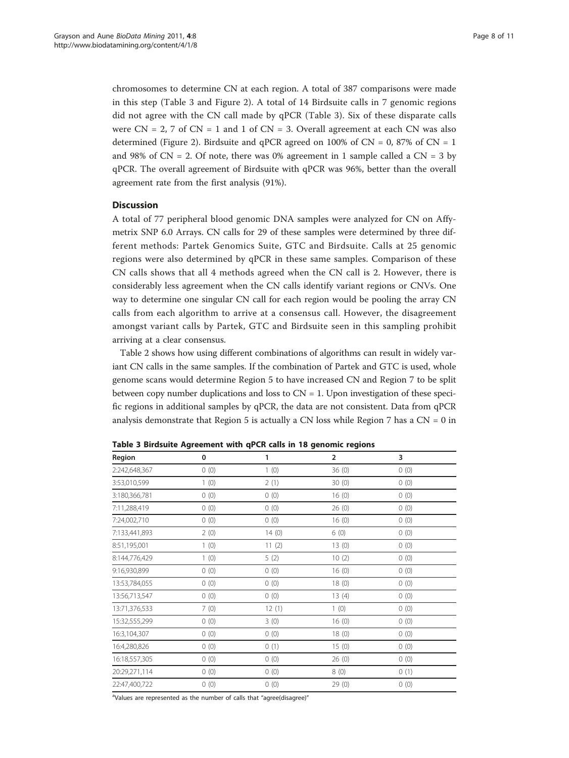chromosomes to determine CN at each region. A total of 387 comparisons were made in this step (Table 3 and Figure 2). A total of 14 Birdsuite calls in 7 genomic regions did not agree with the CN call made by qPCR (Table 3). Six of these disparate calls were CN = 2, 7 of CN = 1 and 1 of CN = 3. Overall agreement at each CN was also determined (Figure 2). Birdsuite and qPCR agreed on 100% of CN = 0, 87% of CN = 1 and 98% of CN = 2. Of note, there was 0% agreement in 1 sample called a CN = 3 by qPCR. The overall agreement of Birdsuite with qPCR was 96%, better than the overall agreement rate from the first analysis (91%).

## Discussion

A total of 77 peripheral blood genomic DNA samples were analyzed for CN on Affymetrix SNP 6.0 Arrays. CN calls for 29 of these samples were determined by three different methods: Partek Genomics Suite, GTC and Birdsuite. Calls at 25 genomic regions were also determined by qPCR in these same samples. Comparison of these CN calls shows that all 4 methods agreed when the CN call is 2. However, there is considerably less agreement when the CN calls identify variant regions or CNVs. One way to determine one singular CN call for each region would be pooling the array CN calls from each algorithm to arrive at a consensus call. However, the disagreement amongst variant calls by Partek, GTC and Birdsuite seen in this sampling prohibit arriving at a clear consensus.

Table 2 shows how using different combinations of algorithms can result in widely variant CN calls in the same samples. If the combination of Partek and GTC is used, whole genome scans would determine Region 5 to have increased CN and Region 7 to be split between copy number duplications and loss to CN = 1. Upon investigation of these specific regions in additional samples by qPCR, the data are not consistent. Data from qPCR analysis demonstrate that Region 5 is actually a CN loss while Region 7 has a CN = 0 in

**Table 3 Birdsuite Agreement with qPCR calls in 18 genomic regions**

| Region | 0 | 1 | 2 | 3 |
|---|---|---|---|---|
| 2:242,648,367 | 0 (0) | 1 (0) | 36 (0) | 0 (0) |
| 3:53,010,599 | 1 (0) | 2 (1) | 30 (0) | 0 (0) |
| 3:180,366,781 | 0 (0) | 0 (0) | 16 (0) | 0 (0) |
| 7:11,288,419 | 0 (0) | 0 (0) | 26 (0) | 0 (0) |
| 7:24,002,710 | 0 (0) | 0 (0) | 16 (0) | 0 (0) |
| 7:133,441,893 | 2 (0) | 14 (0) | 6 (0) | 0 (0) |
| 8:51,195,001 | 1 (0) | 11 (2) | 13 (0) | 0 (0) |
| 8:144,776,429 | 1 (0) | 5 (2) | 10 (2) | 0 (0) |
| 9:16,930,899 | 0 (0) | 0 (0) | 16 (0) | 0 (0) |
| 13:53,784,055 | 0 (0) | 0 (0) | 18 (0) | 0 (0) |
| 13:56,713,547 | 0 (0) | 0 (0) | 13 (4) | 0 (0) |
| 13:71,376,533 | 7 (0) | 12 (1) | 1 (0) | 0 (0) |
| 15:32,555,299 | 0 (0) | 3 (0) | 16 (0) | 0 (0) |
| 16:3,104,307 | 0 (0) | 0 (0) | 18 (0) | 0 (0) |
| 16:4,280,826 | 0 (0) | 0 (1) | 15 (0) | 0 (0) |
| 16:18,557,305 | 0 (0) | 0 (0) | 26 (0) | 0 (0) |
| 20:29,271,114 | 0 (0) | 0 (0) | 8 (0) | 0 (1) |
| 22:47,400,722 | 0 (0) | 0 (0) | 29 (0) | 0 (0) |

[a]Values are represented as the number of calls that "agree(disagree)"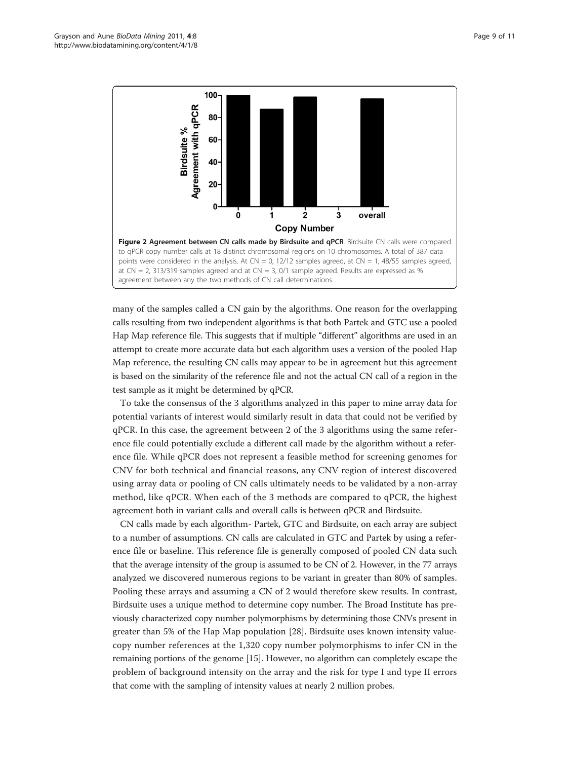**Figure 2 Agreement between CN calls made by Birdsuite and qPCR**. Birdsuite CN calls were compared to qPCR copy number calls at 18 distinct chromosomal regions on 10 chromosomes. A total of 387 data points were considered in the analysis. At CN = 0, 12/12 samples agreed, at CN = 1, 48/55 samples agreed, at CN = 2, 313/319 samples agreed and at CN = 3, 0/1 sample agreed. Results are expressed as % agreement between any the two methods of CN call determinations.

many of the samples called a CN gain by the algorithms. One reason for the overlapping calls resulting from two independent algorithms is that both Partek and GTC use a pooled Hap Map reference file. This suggests that if multiple "different" algorithms are used in an attempt to create more accurate data but each algorithm uses a version of the pooled Hap Map reference, the resulting CN calls may appear to be in agreement but this agreement is based on the similarity of the reference file and not the actual CN call of a region in the test sample as it might be determined by qPCR.

To take the consensus of the 3 algorithms analyzed in this paper to mine array data for potential variants of interest would similarly result in data that could not be verified by qPCR. In this case, the agreement between 2 of the 3 algorithms using the same reference file could potentially exclude a different call made by the algorithm without a reference file. While qPCR does not represent a feasible method for screening genomes for CNV for both technical and financial reasons, any CNV region of interest discovered using array data or pooling of CN calls ultimately needs to be validated by a non-array method, like qPCR. When each of the 3 methods are compared to qPCR, the highest agreement both in variant calls and overall calls is between qPCR and Birdsuite.

CN calls made by each algorithm- Partek, GTC and Birdsuite, on each array are subject to a number of assumptions. CN calls are calculated in GTC and Partek by using a reference file or baseline. This reference file is generally composed of pooled CN data such that the average intensity of the group is assumed to be CN of 2. However, in the 77 arrays analyzed we discovered numerous regions to be variant in greater than 80% of samples. Pooling these arrays and assuming a CN of 2 would therefore skew results. In contrast, Birdsuite uses a unique method to determine copy number. The Broad Institute has previously characterized copy number polymorphisms by determining those CNVs present in greater than 5% of the Hap Map population [28]. Birdsuite uses known intensity value-copy number references at the 1,320 copy number polymorphisms to infer CN in the remaining portions of the genome [15]. However, no algorithm can completely escape the problem of background intensity on the array and the risk for type I and type II errors that come with the sampling of intensity values at nearly 2 million probes.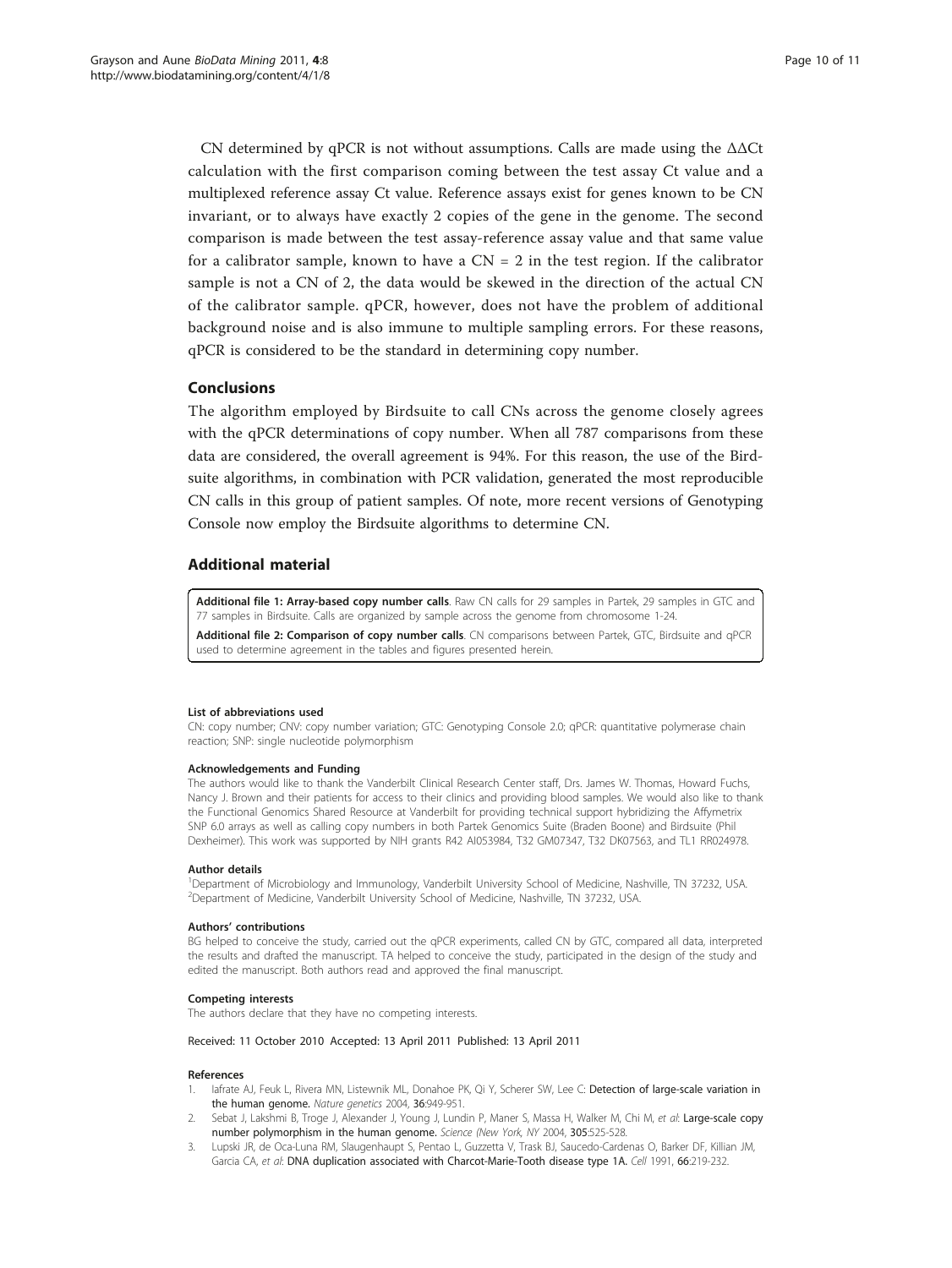CN determined by qPCR is not without assumptions. Calls are made using the ΔΔCt calculation with the first comparison coming between the test assay Ct value and a multiplexed reference assay Ct value. Reference assays exist for genes known to be CN invariant, or to always have exactly 2 copies of the gene in the genome. The second comparison is made between the test assay-reference assay value and that same value for a calibrator sample, known to have a CN = 2 in the test region. If the calibrator sample is not a CN of 2, the data would be skewed in the direction of the actual CN of the calibrator sample. qPCR, however, does not have the problem of additional background noise and is also immune to multiple sampling errors. For these reasons, qPCR is considered to be the standard in determining copy number.

## Conclusions

The algorithm employed by Birdsuite to call CNs across the genome closely agrees with the qPCR determinations of copy number. When all 787 comparisons from these data are considered, the overall agreement is 94%. For this reason, the use of the Birdsuite algorithms, in combination with PCR validation, generated the most reproducible CN calls in this group of patient samples. Of note, more recent versions of Genotyping Console now employ the Birdsuite algorithms to determine CN.

## Additional material

**Additional file 1: Array-based copy number calls**. Raw CN calls for 29 samples in Partek, 29 samples in GTC and 77 samples in Birdsuite. Calls are organized by sample across the genome from chromosome 1-24.

**Additional file 2: Comparison of copy number calls**. CN comparisons between Partek, GTC, Birdsuite and qPCR used to determine agreement in the tables and figures presented herein.

#### List of abbreviations used

CN: copy number; CNV: copy number variation; GTC: Genotyping Console 2.0; qPCR: quantitative polymerase chain reaction; SNP: single nucleotide polymorphism

#### Acknowledgements and Funding

The authors would like to thank the Vanderbilt Clinical Research Center staff, Drs. James W. Thomas, Howard Fuchs, Nancy J. Brown and their patients for access to their clinics and providing blood samples. We would also like to thank the Functional Genomics Shared Resource at Vanderbilt for providing technical support hybridizing the Affymetrix SNP 6.0 arrays as well as calling copy numbers in both Partek Genomics Suite (Braden Boone) and Birdsuite (Phil Dexheimer). This work was supported by NIH grants R42 AI053984, T32 GM07347, T32 DK07563, and TL1 RR024978.

#### Author details

[1]Department of Microbiology and Immunology, Vanderbilt University School of Medicine, Nashville, TN 37232, USA. [2]Department of Medicine, Vanderbilt University School of Medicine, Nashville, TN 37232, USA.

#### Authors' contributions

BG helped to conceive the study, carried out the qPCR experiments, called CN by GTC, compared all data, interpreted the results and drafted the manuscript. TA helped to conceive the study, participated in the design of the study and edited the manuscript. Both authors read and approved the final manuscript.

#### Competing interests

The authors declare that they have no competing interests.

Received: 11 October 2010 Accepted: 13 April 2011 Published: 13 April 2011

#### References

1. Iafrate AJ, Feuk L, Rivera MN, Listewnik ML, Donahoe PK, Qi Y, Scherer SW, Lee C: **Detection of large-scale variation in the human genome.** *Nature genetics* 2004, **36**:949-951.
2. Sebat J, Lakshmi B, Troge J, Alexander J, Young J, Lundin P, Maner S, Massa H, Walker M, Chi M, *et al*: **Large-scale copy number polymorphism in the human genome.** *Science (New York, NY* 2004, **305**:525-528.
3. Lupski JR, de Oca-Luna RM, Slaugenhaupt S, Pentao L, Guzzetta V, Trask BJ, Saucedo-Cardenas O, Barker DF, Killian JM, Garcia CA, *et al*: **DNA duplication associated with Charcot-Marie-Tooth disease type 1A.** *Cell* 1991, **66**:219-232.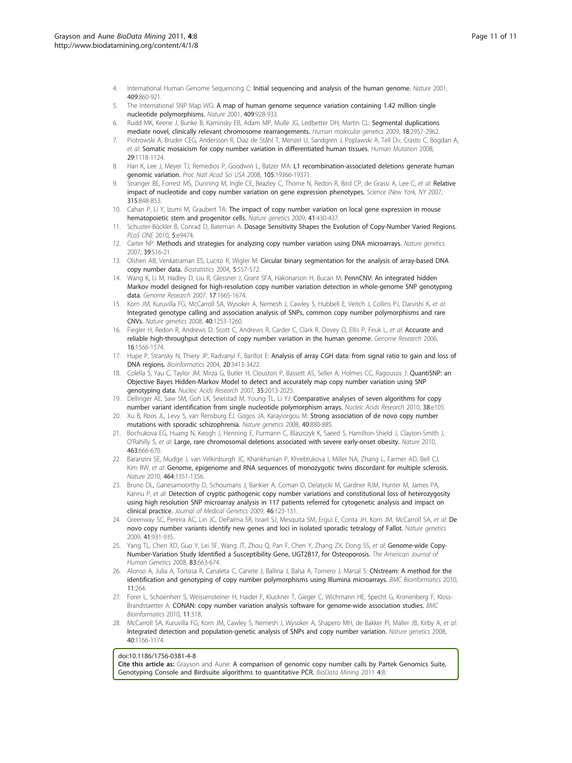4. International Human Genome Sequencing C: **Initial sequencing and analysis of the human genome.** *Nature* 2001, **409**:860-921.
5. The International SNP Map WG: **A map of human genome sequence variation containing 1.42 million single nucleotide polymorphisms.** *Nature* 2001, **409**:928-933.
6. Rudd MK, Keene J, Bunke B, Kaminsky EB, Adam MP, Mulle JG, Ledbetter DH, Martin CL: **Segmental duplications mediate novel, clinically relevant chromosome rearrangements.** *Human molecular genetics* 2009, **18**:2957-2962.
7. Piotrowski A, Bruder CEG, Andersson R, Diaz de Ståhl T, Menzel U, Sandgren J, Poplawski A, Tell Dv, Crasto C, Bogdan A, *et al*: **Somatic mosaicism for copy number variation in differentiated human tissues.** *Human Mutation* 2008, **29**:1118-1124.
8. Han K, Lee J, Meyer TJ, Remedios P, Goodwin L, Batzer MA: **L1 recombination-associated deletions generate human genomic variation.** *Proc Natl Acad Sci USA* 2008, **105**:19366-19371.
9. Stranger BE, Forrest MS, Dunning M, Ingle CE, Beazley C, Thorne N, Redon R, Bird CP, de Grassi A, Lee C, *et al*: **Relative impact of nucleotide and copy number variation on gene expression phenotypes.** *Science (New York, NY* 2007, **315**:848-853.
10. Cahan P, Li Y, Izumi M, Graubert TA: **The impact of copy number variation on local gene expression in mouse hematopoietic stem and progenitor cells.** *Nature genetics* 2009, **41**:430-437.
11. Schuster-Böckler B, Conrad D, Bateman A: **Dosage Sensitivity Shapes the Evolution of Copy-Number Varied Regions.** *PLoS ONE* 2010, **5**:e9474.
12. Carter NP: **Methods and strategies for analyzing copy number variation using DNA microarrays.** *Nature genetics* 2007, **39**:S16-21.
13. Olshen AB, Venkatraman ES, Lucito R, Wigler M: **Circular binary segmentation for the analysis of array-based DNA copy number data.** *Biostatistics* 2004, **5**:557-572.
14. Wang K, Li M, Hadley D, Liu R, Glessner J, Grant SFA, Hakonarson H, Bucan M: **PennCNV: An integrated hidden Markov model designed for high-resolution copy number variation detection in whole-genome SNP genotyping data.** *Genome Research* 2007, **17**:1665-1674.
15. Korn JM, Kuruvilla FG, McCarroll SA, Wysoker A, Nemesh J, Cawley S, Hubbell E, Veitch J, Collins PJ, Darvishi K, *et al*: **Integrated genotype calling and association analysis of SNPs, common copy number polymorphisms and rare CNVs.** *Nature genetics* 2008, **40**:1253-1260.
16. Fiegler H, Redon R, Andrews D, Scott C, Andrews R, Carder C, Clark R, Dovey O, Ellis P, Feuk L, *et al*: **Accurate and reliable high-throughput detection of copy number variation in the human genome.** *Genome Research* 2006, **16**:1566-1574.
17. Hupe P, Stransky N, Thiery JP, Radvanyi F, Barillot E: **Analysis of array CGH data: from signal ratio to gain and loss of DNA regions.** *Bioinformatics* 2004, **20**:3413-3422.
18. Colella S, Yau C, Taylor JM, Mirza G, Butler H, Clouston P, Bassett AS, Seller A, Holmes CC, Ragoussis J: **QuantiSNP: an Objective Bayes Hidden-Markov Model to detect and accurately map copy number variation using SNP genotyping data.** *Nucleic Acids Research* 2007, **35**:2013-2025.
19. Dellinger AE, Saw SM, Goh LK, Seielstad M, Young TL, Li YJ: **Comparative analyses of seven algorithms for copy number variant identification from single nucleotide polymorphism arrays.** *Nucleic Acids Research* 2010, **38**:e105.
20. Xu B, Roos JL, Levy S, van Rensburg EJ, Gogos JA, Karayiorgou M: **Strong association of de novo copy number mutations with sporadic schizophrenia.** *Nature genetics* 2008, **40**:880-885.
21. Bochukova EG, Huang N, Keogh J, Henning E, Purmann C, Blaszczyk K, Saeed S, Hamilton-Shield J, Clayton-Smith J, O'Rahilly S, *et al*: **Large, rare chromosomal deletions associated with severe early-onset obesity.** *Nature* 2010, **463**:666-670.
22. Baranzini SE, Mudge J, van Velkinburgh JC, Khankhanian P, Khrebtukova I, Miller NA, Zhang L, Farmer AD, Bell CJ, Kim RW, *et al*: **Genome, epigenome and RNA sequences of monozygotic twins discordant for multiple sclerosis.** *Nature* 2010, **464**:1351-1356.
23. Bruno DL, Ganesamoorthy D, Schoumans J, Bankier A, Coman D, Delatycki M, Gardner RJM, Hunter M, James PA, Kannu P, *et al*: **Detection of cryptic pathogenic copy number variations and constitutional loss of heterozygosity using high resolution SNP microarray analysis in 117 patients referred for cytogenetic analysis and impact on clinical practice.** *Journal of Medical Genetics* 2009, **46**:123-131.
24. Greenway SC, Pereira AC, Lin JC, DePalma SR, Israel SJ, Mesquita SM, Ergul E, Conta JH, Korn JM, McCarroll SA, *et al*: **De novo copy number variants identify new genes and loci in isolated sporadic tetralogy of Fallot.** *Nature genetics* 2009, **41**:931-935.
25. Yang TL, Chen XD, Guo Y, Lei SF, Wang JT, Zhou Q, Pan F, Chen Y, Zhang ZX, Dong SS, *et al*: **Genome-wide Copy-Number-Variation Study Identified a Susceptibility Gene, UGT2B17, for Osteoporosis.** *The American Journal of Human Genetics* 2008, **83**:663-674.
26. Alonso A, Julia A, Tortosa R, Canaleta C, Canete J, Ballina J, Balsa A, Tornero J, Marsal S: **CNstream: A method for the identification and genotyping of copy number polymorphisms using Illumina microarrays.** *BMC Bioinformatics* 2010, **11**:264.
27. Forer L, Schoenherr S, Weissensteiner H, Haider F, Kluckner T, Gieger C, Wichmann HE, Specht G, Kronenberg F, Kloss-Brandstaetter A: **CONAN: copy number variation analysis software for genome-wide association studies.** *BMC Bioinformatics* 2010, **11**:318.
28. McCarroll SA, Kuruvilla FG, Korn JM, Cawley S, Nemesh J, Wysoker A, Shapero MH, de Bakker PI, Maller JB, Kirby A, *et al*: **Integrated detection and population-genetic analysis of SNPs and copy number variation.** *Nature genetics* 2008, **40**:1166-1174.

doi:10.1186/1756-0381-4-8

**Cite this article as:** Grayson and Aune: **A comparison of genomic copy number calls by Partek Genomics Suite, Genotyping Console and Birdsuite algorithms to quantitative PCR.** *BioData Mining* 2011 **4**:8.